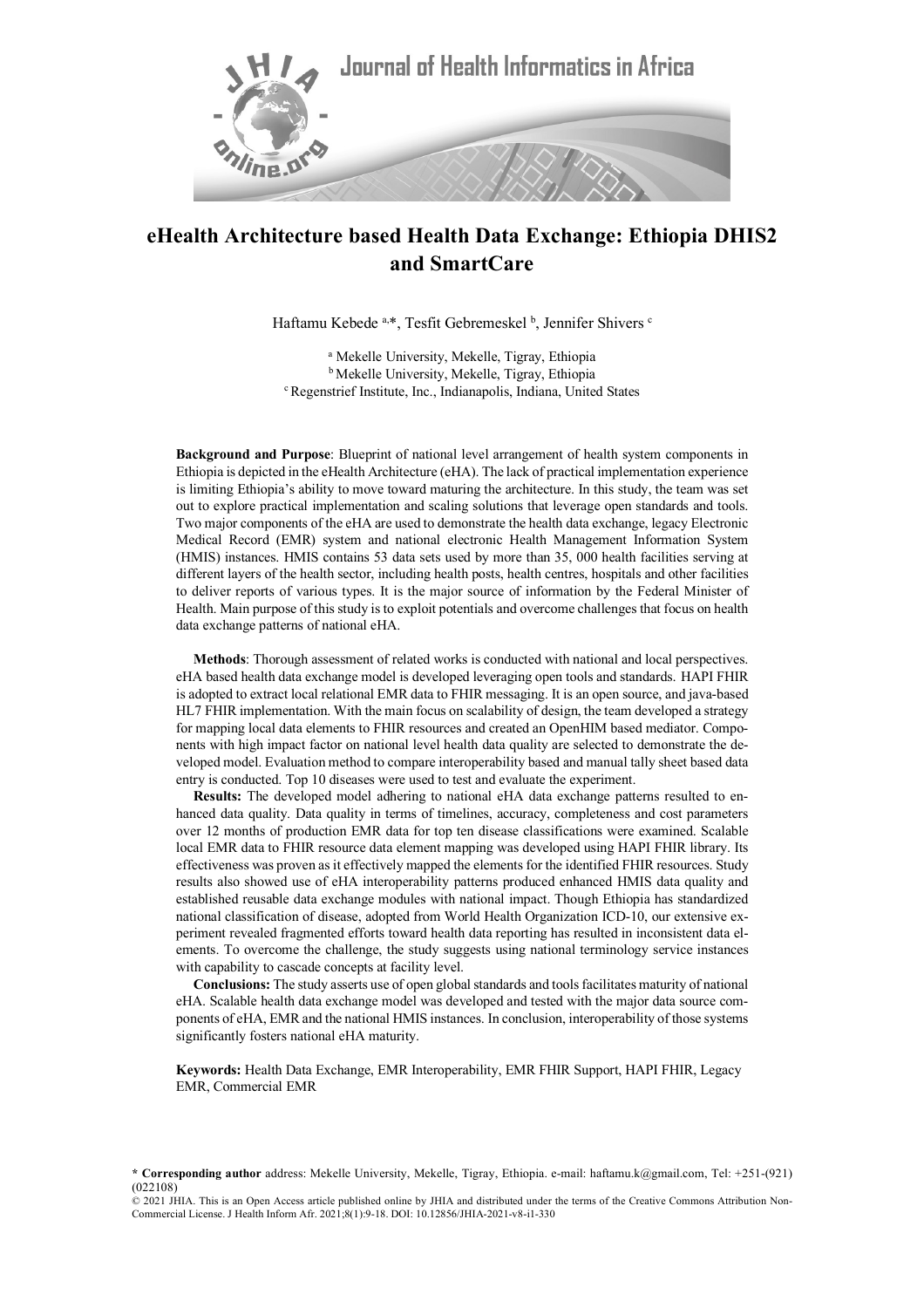# eHealth Architecture based Health Data Exchange: Ethiopia DHIS2 and SmartCare

Haftamu Kebede [a,*], Tesfit Gebremeskel [b], Jennifer Shivers [c]

[a] Mekelle University, Mekelle, Tigray, Ethiopia
[b] Mekelle University, Mekelle, Tigray, Ethiopia
[c] Regenstrief Institute, Inc., Indianapolis, Indiana, United States

**Background and Purpose**: Blueprint of national level arrangement of health system components in Ethiopia is depicted in the eHealth Architecture (eHA). The lack of practical implementation experience is limiting Ethiopia's ability to move toward maturing the architecture. In this study, the team was set out to explore practical implementation and scaling solutions that leverage open standards and tools. Two major components of the eHA are used to demonstrate the health data exchange, legacy Electronic Medical Record (EMR) system and national electronic Health Management Information System (HMIS) instances. HMIS contains 53 data sets used by more than 35, 000 health facilities serving at different layers of the health sector, including health posts, health centres, hospitals and other facilities to deliver reports of various types. It is the major source of information by the Federal Minister of Health. Main purpose of this study is to exploit potentials and overcome challenges that focus on health data exchange patterns of national eHA.

**Methods**: Thorough assessment of related works is conducted with national and local perspectives. eHA based health data exchange model is developed leveraging open tools and standards. HAPI FHIR is adopted to extract local relational EMR data to FHIR messaging. It is an open source, and java-based HL7 FHIR implementation. With the main focus on scalability of design, the team developed a strategy for mapping local data elements to FHIR resources and created an OpenHIM based mediator. Components with high impact factor on national level health data quality are selected to demonstrate the developed model. Evaluation method to compare interoperability based and manual tally sheet based data entry is conducted. Top 10 diseases were used to test and evaluate the experiment.

**Results:** The developed model adhering to national eHA data exchange patterns resulted to enhanced data quality. Data quality in terms of timelines, accuracy, completeness and cost parameters over 12 months of production EMR data for top ten disease classifications were examined. Scalable local EMR data to FHIR resource data element mapping was developed using HAPI FHIR library. Its effectiveness was proven as it effectively mapped the elements for the identified FHIR resources. Study results also showed use of eHA interoperability patterns produced enhanced HMIS data quality and established reusable data exchange modules with national impact. Though Ethiopia has standardized national classification of disease, adopted from World Health Organization ICD-10, our extensive experiment revealed fragmented efforts toward health data reporting has resulted in inconsistent data elements. To overcome the challenge, the study suggests using national terminology service instances with capability to cascade concepts at facility level.

**Conclusions:** The study asserts use of open global standards and tools facilitates maturity of national eHA. Scalable health data exchange model was developed and tested with the major data source components of eHA, EMR and the national HMIS instances. In conclusion, interoperability of those systems significantly fosters national eHA maturity.

**Keywords:** Health Data Exchange, EMR Interoperability, EMR FHIR Support, HAPI FHIR, Legacy EMR, Commercial EMR

**\* Corresponding author** address: Mekelle University, Mekelle, Tigray, Ethiopia. e-mail: haftamu.k@gmail.com, Tel: +251-(921)(022108)

© 2021 JHIA. This is an Open Access article published online by JHIA and distributed under the terms of the Creative Commons Attribution Non-Commercial License. J Health Inform Afr. 2021;8(1):9-18. DOI: 10.12856/JHIA-2021-v8-i1-330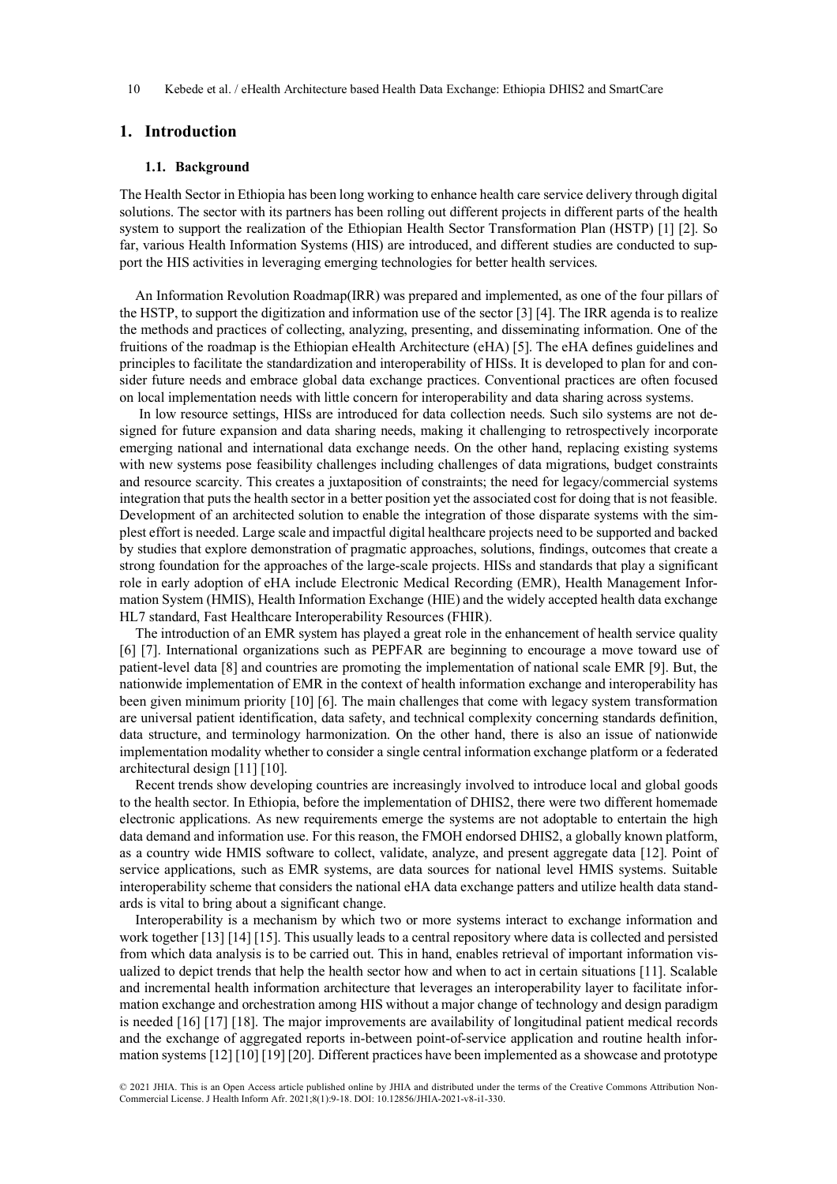## 1. Introduction

### 1.1. Background

The Health Sector in Ethiopia has been long working to enhance health care service delivery through digital solutions. The sector with its partners has been rolling out different projects in different parts of the health system to support the realization of the Ethiopian Health Sector Transformation Plan (HSTP) [1] [2]. So far, various Health Information Systems (HIS) are introduced, and different studies are conducted to support the HIS activities in leveraging emerging technologies for better health services.

An Information Revolution Roadmap(IRR) was prepared and implemented, as one of the four pillars of the HSTP, to support the digitization and information use of the sector [3] [4]. The IRR agenda is to realize the methods and practices of collecting, analyzing, presenting, and disseminating information. One of the fruitions of the roadmap is the Ethiopian eHealth Architecture (eHA) [5]. The eHA defines guidelines and principles to facilitate the standardization and interoperability of HISs. It is developed to plan for and consider future needs and embrace global data exchange practices. Conventional practices are often focused on local implementation needs with little concern for interoperability and data sharing across systems.

In low resource settings, HISs are introduced for data collection needs. Such silo systems are not designed for future expansion and data sharing needs, making it challenging to retrospectively incorporate emerging national and international data exchange needs. On the other hand, replacing existing systems with new systems pose feasibility challenges including challenges of data migrations, budget constraints and resource scarcity. This creates a juxtaposition of constraints; the need for legacy/commercial systems integration that puts the health sector in a better position yet the associated cost for doing that is not feasible. Development of an architected solution to enable the integration of those disparate systems with the simplest effort is needed. Large scale and impactful digital healthcare projects need to be supported and backed by studies that explore demonstration of pragmatic approaches, solutions, findings, outcomes that create a strong foundation for the approaches of the large-scale projects. HISs and standards that play a significant role in early adoption of eHA include Electronic Medical Recording (EMR), Health Management Information System (HMIS), Health Information Exchange (HIE) and the widely accepted health data exchange HL7 standard, Fast Healthcare Interoperability Resources (FHIR).

The introduction of an EMR system has played a great role in the enhancement of health service quality [6] [7]. International organizations such as PEPFAR are beginning to encourage a move toward use of patient-level data [8] and countries are promoting the implementation of national scale EMR [9]. But, the nationwide implementation of EMR in the context of health information exchange and interoperability has been given minimum priority [10] [6]. The main challenges that come with legacy system transformation are universal patient identification, data safety, and technical complexity concerning standards definition, data structure, and terminology harmonization. On the other hand, there is also an issue of nationwide implementation modality whether to consider a single central information exchange platform or a federated architectural design [11] [10].

Recent trends show developing countries are increasingly involved to introduce local and global goods to the health sector. In Ethiopia, before the implementation of DHIS2, there were two different homemade electronic applications. As new requirements emerge the systems are not adoptable to entertain the high data demand and information use. For this reason, the FMOH endorsed DHIS2, a globally known platform, as a country wide HMIS software to collect, validate, analyze, and present aggregate data [12]. Point of service applications, such as EMR systems, are data sources for national level HMIS systems. Suitable interoperability scheme that considers the national eHA data exchange patters and utilize health data standards is vital to bring about a significant change.

Interoperability is a mechanism by which two or more systems interact to exchange information and work together [13] [14] [15]. This usually leads to a central repository where data is collected and persisted from which data analysis is to be carried out. This in hand, enables retrieval of important information visualized to depict trends that help the health sector how and when to act in certain situations [11]. Scalable and incremental health information architecture that leverages an interoperability layer to facilitate information exchange and orchestration among HIS without a major change of technology and design paradigm is needed [16] [17] [18]. The major improvements are availability of longitudinal patient medical records and the exchange of aggregated reports in-between point-of-service application and routine health information systems [12] [10] [19] [20]. Different practices have been implemented as a showcase and prototype

© 2021 JHIA. This is an Open Access article published online by JHIA and distributed under the terms of the Creative Commons Attribution Non-Commercial License. J Health Inform Afr. 2021;8(1):9-18. DOI: 10.12856/JHIA-2021-v8-i1-330.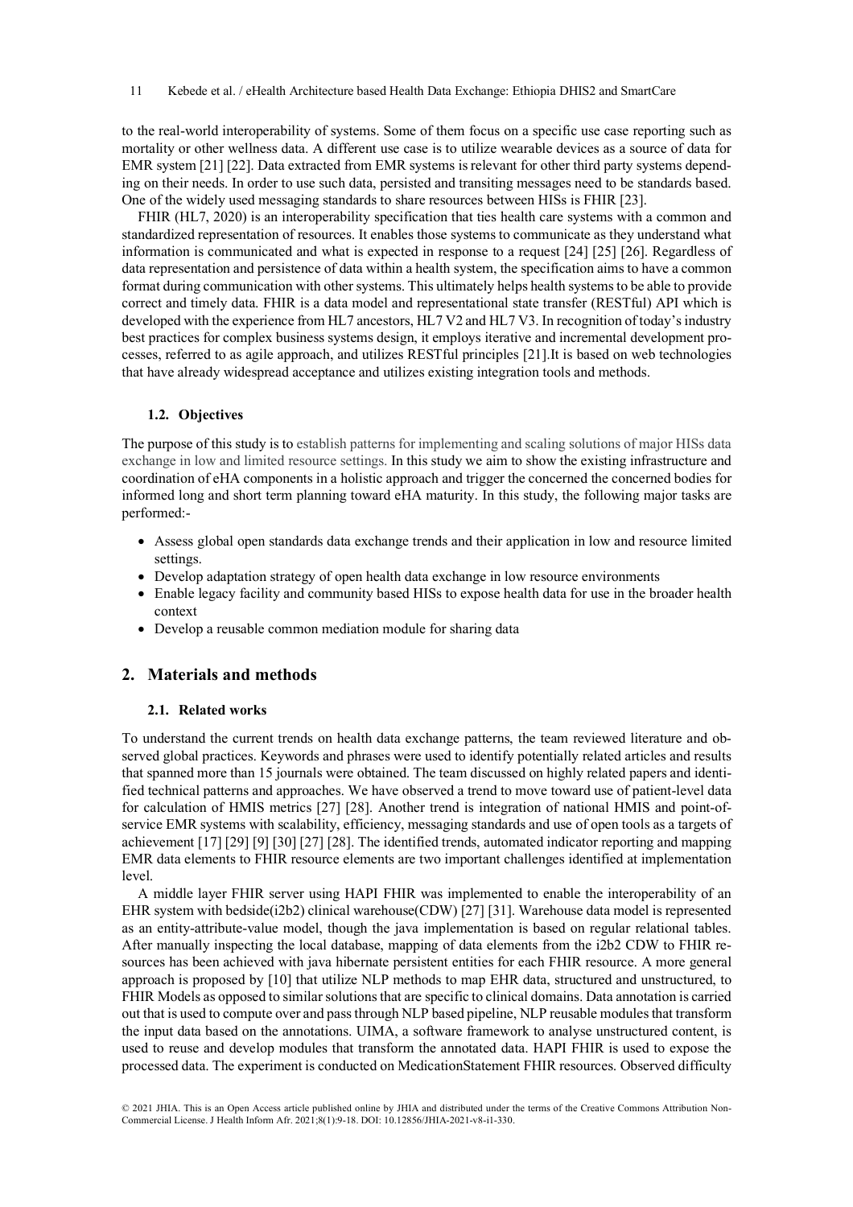to the real-world interoperability of systems. Some of them focus on a specific use case reporting such as mortality or other wellness data. A different use case is to utilize wearable devices as a source of data for EMR system [21] [22]. Data extracted from EMR systems is relevant for other third party systems depending on their needs. In order to use such data, persisted and transiting messages need to be standards based. One of the widely used messaging standards to share resources between HISs is FHIR [23].

FHIR (HL7, 2020) is an interoperability specification that ties health care systems with a common and standardized representation of resources. It enables those systems to communicate as they understand what information is communicated and what is expected in response to a request [24] [25] [26]. Regardless of data representation and persistence of data within a health system, the specification aims to have a common format during communication with other systems. This ultimately helps health systems to be able to provide correct and timely data. FHIR is a data model and representational state transfer (RESTful) API which is developed with the experience from HL7 ancestors, HL7 V2 and HL7 V3. In recognition of today's industry best practices for complex business systems design, it employs iterative and incremental development processes, referred to as agile approach, and utilizes RESTful principles [21].It is based on web technologies that have already widespread acceptance and utilizes existing integration tools and methods.

### 1.2. Objectives

The purpose of this study is to establish patterns for implementing and scaling solutions of major HISs data exchange in low and limited resource settings. In this study we aim to show the existing infrastructure and coordination of eHA components in a holistic approach and trigger the concerned the concerned bodies for informed long and short term planning toward eHA maturity. In this study, the following major tasks are performed:-

- Assess global open standards data exchange trends and their application in low and resource limited settings.
- Develop adaptation strategy of open health data exchange in low resource environments
- Enable legacy facility and community based HISs to expose health data for use in the broader health context
- Develop a reusable common mediation module for sharing data

## 2. Materials and methods

### 2.1. Related works

To understand the current trends on health data exchange patterns, the team reviewed literature and observed global practices. Keywords and phrases were used to identify potentially related articles and results that spanned more than 15 journals were obtained. The team discussed on highly related papers and identified technical patterns and approaches. We have observed a trend to move toward use of patient-level data for calculation of HMIS metrics [27] [28]. Another trend is integration of national HMIS and point-of-service EMR systems with scalability, efficiency, messaging standards and use of open tools as a targets of achievement [17] [29] [9] [30] [27] [28]. The identified trends, automated indicator reporting and mapping EMR data elements to FHIR resource elements are two important challenges identified at implementation level.

A middle layer FHIR server using HAPI FHIR was implemented to enable the interoperability of an EHR system with bedside(i2b2) clinical warehouse(CDW) [27] [31]. Warehouse data model is represented as an entity-attribute-value model, though the java implementation is based on regular relational tables. After manually inspecting the local database, mapping of data elements from the i2b2 CDW to FHIR resources has been achieved with java hibernate persistent entities for each FHIR resource. A more general approach is proposed by [10] that utilize NLP methods to map EHR data, structured and unstructured, to FHIR Models as opposed to similar solutions that are specific to clinical domains. Data annotation is carried out that is used to compute over and pass through NLP based pipeline, NLP reusable modules that transform the input data based on the annotations. UIMA, a software framework to analyse unstructured content, is used to reuse and develop modules that transform the annotated data. HAPI FHIR is used to expose the processed data. The experiment is conducted on MedicationStatement FHIR resources. Observed difficulty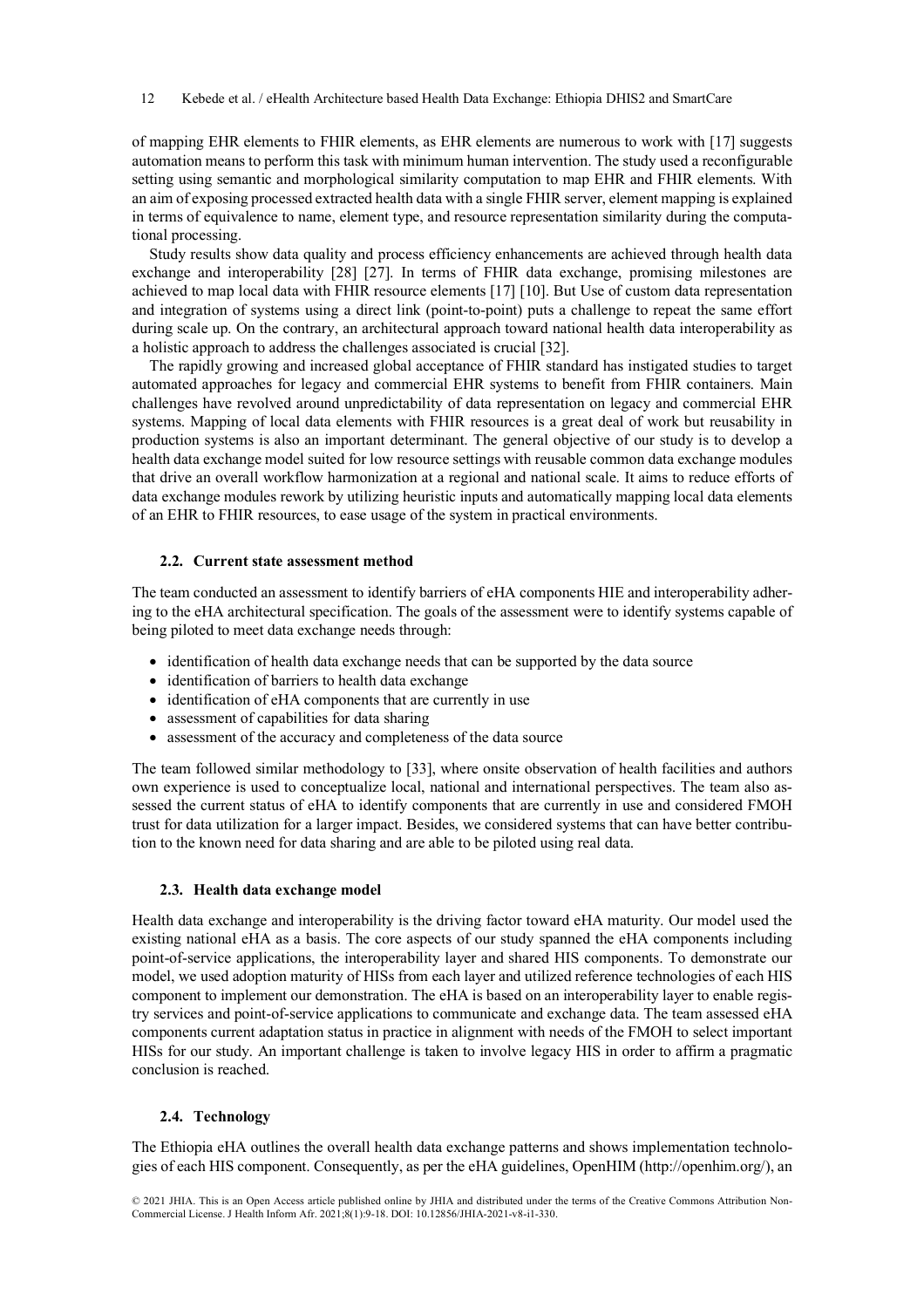of mapping EHR elements to FHIR elements, as EHR elements are numerous to work with [17] suggests automation means to perform this task with minimum human intervention. The study used a reconfigurable setting using semantic and morphological similarity computation to map EHR and FHIR elements. With an aim of exposing processed extracted health data with a single FHIR server, element mapping is explained in terms of equivalence to name, element type, and resource representation similarity during the computational processing.

Study results show data quality and process efficiency enhancements are achieved through health data exchange and interoperability [28] [27]. In terms of FHIR data exchange, promising milestones are achieved to map local data with FHIR resource elements [17] [10]. But Use of custom data representation and integration of systems using a direct link (point-to-point) puts a challenge to repeat the same effort during scale up. On the contrary, an architectural approach toward national health data interoperability as a holistic approach to address the challenges associated is crucial [32].

The rapidly growing and increased global acceptance of FHIR standard has instigated studies to target automated approaches for legacy and commercial EHR systems to benefit from FHIR containers. Main challenges have revolved around unpredictability of data representation on legacy and commercial EHR systems. Mapping of local data elements with FHIR resources is a great deal of work but reusability in production systems is also an important determinant. The general objective of our study is to develop a health data exchange model suited for low resource settings with reusable common data exchange modules that drive an overall workflow harmonization at a regional and national scale. It aims to reduce efforts of data exchange modules rework by utilizing heuristic inputs and automatically mapping local data elements of an EHR to FHIR resources, to ease usage of the system in practical environments.

### 2.2. Current state assessment method

The team conducted an assessment to identify barriers of eHA components HIE and interoperability adhering to the eHA architectural specification. The goals of the assessment were to identify systems capable of being piloted to meet data exchange needs through:

- identification of health data exchange needs that can be supported by the data source
- identification of barriers to health data exchange
- identification of eHA components that are currently in use
- assessment of capabilities for data sharing
- assessment of the accuracy and completeness of the data source

The team followed similar methodology to [33], where onsite observation of health facilities and authors own experience is used to conceptualize local, national and international perspectives. The team also assessed the current status of eHA to identify components that are currently in use and considered FMOH trust for data utilization for a larger impact. Besides, we considered systems that can have better contribution to the known need for data sharing and are able to be piloted using real data.

### 2.3. Health data exchange model

Health data exchange and interoperability is the driving factor toward eHA maturity. Our model used the existing national eHA as a basis. The core aspects of our study spanned the eHA components including point-of-service applications, the interoperability layer and shared HIS components. To demonstrate our model, we used adoption maturity of HISs from each layer and utilized reference technologies of each HIS component to implement our demonstration. The eHA is based on an interoperability layer to enable registry services and point-of-service applications to communicate and exchange data. The team assessed eHA components current adaptation status in practice in alignment with needs of the FMOH to select important HISs for our study. An important challenge is taken to involve legacy HIS in order to affirm a pragmatic conclusion is reached.

### 2.4. Technology

The Ethiopia eHA outlines the overall health data exchange patterns and shows implementation technologies of each HIS component. Consequently, as per the eHA guidelines, OpenHIM (http://openhim.org/), an

© 2021 JHIA. This is an Open Access article published online by JHIA and distributed under the terms of the Creative Commons Attribution Non-Commercial License. J Health Inform Afr. 2021;8(1):9-18. DOI: 10.12856/JHIA-2021-v8-i1-330.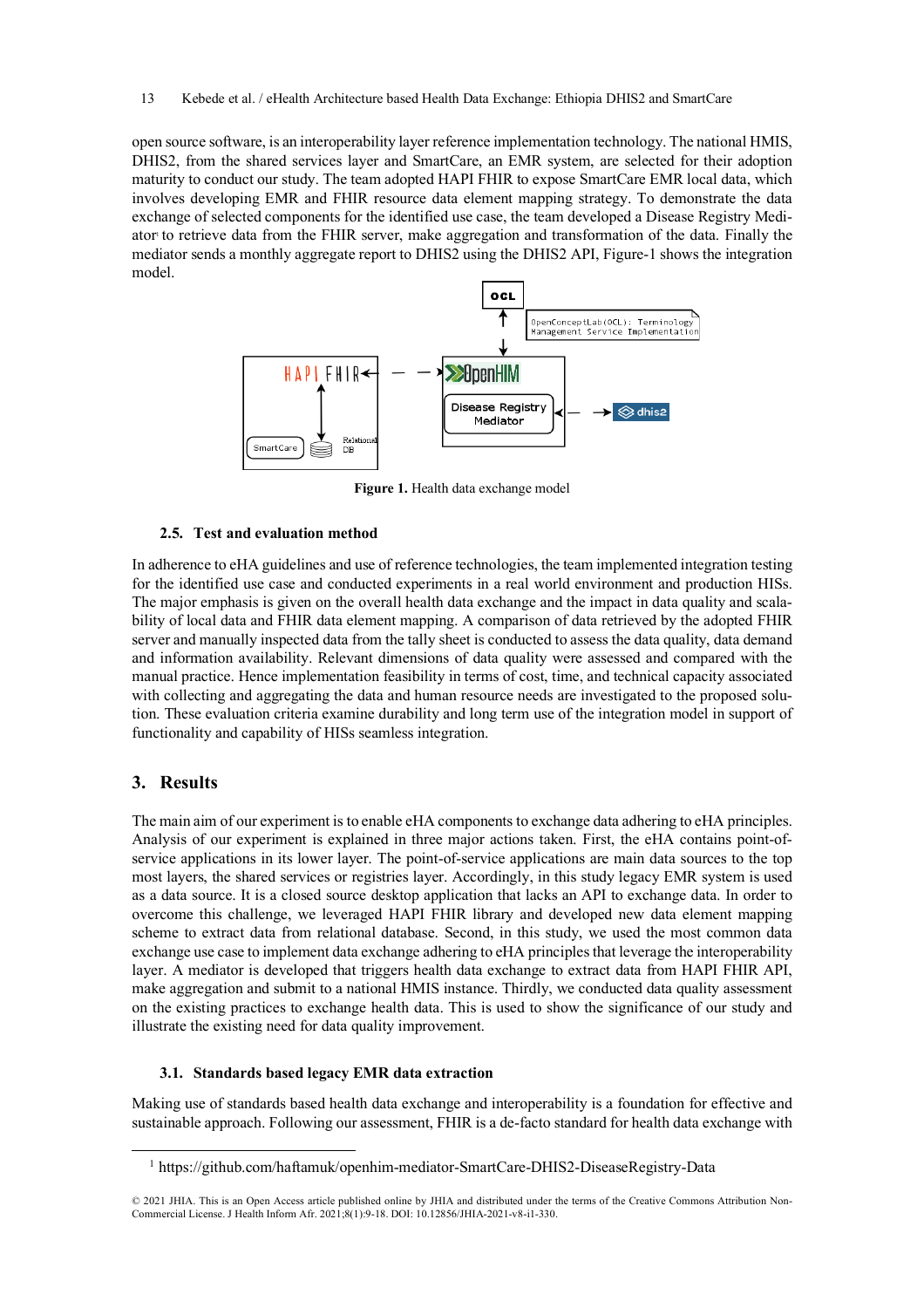open source software, is an interoperability layer reference implementation technology. The national HMIS, DHIS2, from the shared services layer and SmartCare, an EMR system, are selected for their adoption maturity to conduct our study. The team adopted HAPI FHIR to expose SmartCare EMR local data, which involves developing EMR and FHIR resource data element mapping strategy. To demonstrate the data exchange of selected components for the identified use case, the team developed a Disease Registry Mediator[1] to retrieve data from the FHIR server, make aggregation and transformation of the data. Finally the mediator sends a monthly aggregate report to DHIS2 using the DHIS2 API, Figure-1 shows the integration model.

Figure 1. Health data exchange model

### 2.5. Test and evaluation method

In adherence to eHA guidelines and use of reference technologies, the team implemented integration testing for the identified use case and conducted experiments in a real world environment and production HISs. The major emphasis is given on the overall health data exchange and the impact in data quality and scalability of local data and FHIR data element mapping. A comparison of data retrieved by the adopted FHIR server and manually inspected data from the tally sheet is conducted to assess the data quality, data demand and information availability. Relevant dimensions of data quality were assessed and compared with the manual practice. Hence implementation feasibility in terms of cost, time, and technical capacity associated with collecting and aggregating the data and human resource needs are investigated to the proposed solution. These evaluation criteria examine durability and long term use of the integration model in support of functionality and capability of HISs seamless integration.

## 3. Results

The main aim of our experiment is to enable eHA components to exchange data adhering to eHA principles. Analysis of our experiment is explained in three major actions taken. First, the eHA contains point-of-service applications in its lower layer. The point-of-service applications are main data sources to the top most layers, the shared services or registries layer. Accordingly, in this study legacy EMR system is used as a data source. It is a closed source desktop application that lacks an API to exchange data. In order to overcome this challenge, we leveraged HAPI FHIR library and developed new data element mapping scheme to extract data from relational database. Second, in this study, we used the most common data exchange use case to implement data exchange adhering to eHA principles that leverage the interoperability layer. A mediator is developed that triggers health data exchange to extract data from HAPI FHIR API, make aggregation and submit to a national HMIS instance. Thirdly, we conducted data quality assessment on the existing practices to exchange health data. This is used to show the significance of our study and illustrate the existing need for data quality improvement.

### 3.1. Standards based legacy EMR data extraction

Making use of standards based health data exchange and interoperability is a foundation for effective and sustainable approach. Following our assessment, FHIR is a de-facto standard for health data exchange with

[1] https://github.com/haftamuk/openhim-mediator-SmartCare-DHIS2-DiseaseRegistry-Data

© 2021 JHIA. This is an Open Access article published online by JHIA and distributed under the terms of the Creative Commons Attribution Non-Commercial License. J Health Inform Afr. 2021;8(1):9-18. DOI: 10.12856/JHIA-2021-v8-i1-330.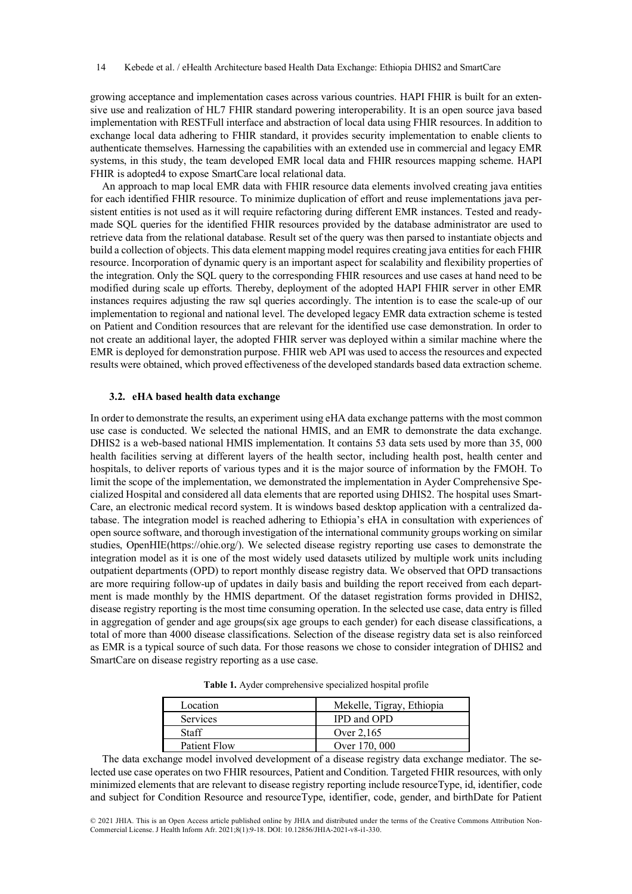growing acceptance and implementation cases across various countries. HAPI FHIR is built for an extensive use and realization of HL7 FHIR standard powering interoperability. It is an open source java based implementation with RESTFull interface and abstraction of local data using FHIR resources. In addition to exchange local data adhering to FHIR standard, it provides security implementation to enable clients to authenticate themselves. Harnessing the capabilities with an extended use in commercial and legacy EMR systems, in this study, the team developed EMR local data and FHIR resources mapping scheme. HAPI FHIR is adopted4 to expose SmartCare local relational data.

An approach to map local EMR data with FHIR resource data elements involved creating java entities for each identified FHIR resource. To minimize duplication of effort and reuse implementations java persistent entities is not used as it will require refactoring during different EMR instances. Tested and ready-made SQL queries for the identified FHIR resources provided by the database administrator are used to retrieve data from the relational database. Result set of the query was then parsed to instantiate objects and build a collection of objects. This data element mapping model requires creating java entities for each FHIR resource. Incorporation of dynamic query is an important aspect for scalability and flexibility properties of the integration. Only the SQL query to the corresponding FHIR resources and use cases at hand need to be modified during scale up efforts. Thereby, deployment of the adopted HAPI FHIR server in other EMR instances requires adjusting the raw sql queries accordingly. The intention is to ease the scale-up of our implementation to regional and national level. The developed legacy EMR data extraction scheme is tested on Patient and Condition resources that are relevant for the identified use case demonstration. In order to not create an additional layer, the adopted FHIR server was deployed within a similar machine where the EMR is deployed for demonstration purpose. FHIR web API was used to access the resources and expected results were obtained, which proved effectiveness of the developed standards based data extraction scheme.

### 3.2. eHA based health data exchange

In order to demonstrate the results, an experiment using eHA data exchange patterns with the most common use case is conducted. We selected the national HMIS, and an EMR to demonstrate the data exchange. DHIS2 is a web-based national HMIS implementation. It contains 53 data sets used by more than 35, 000 health facilities serving at different layers of the health sector, including health post, health center and hospitals, to deliver reports of various types and it is the major source of information by the FMOH. To limit the scope of the implementation, we demonstrated the implementation in Ayder Comprehensive Specialized Hospital and considered all data elements that are reported using DHIS2. The hospital uses SmartCare, an electronic medical record system. It is windows based desktop application with a centralized database. The integration model is reached adhering to Ethiopia's eHA in consultation with experiences of open source software, and thorough investigation of the international community groups working on similar studies, OpenHIE(https://ohie.org/). We selected disease registry reporting use cases to demonstrate the integration model as it is one of the most widely used datasets utilized by multiple work units including outpatient departments (OPD) to report monthly disease registry data. We observed that OPD transactions are more requiring follow-up of updates in daily basis and building the report received from each department is made monthly by the HMIS department. Of the dataset registration forms provided in DHIS2, disease registry reporting is the most time consuming operation. In the selected use case, data entry is filled in aggregation of gender and age groups(six age groups to each gender) for each disease classifications, a total of more than 4000 disease classifications. Selection of the disease registry data set is also reinforced as EMR is a typical source of such data. For those reasons we chose to consider integration of DHIS2 and SmartCare on disease registry reporting as a use case.

**Table 1.** Ayder comprehensive specialized hospital profile

| Location | Mekelle, Tigray, Ethiopia |
|---|---|
| Services | IPD and OPD |
| Staff | Over 2,165 |
| Patient Flow | Over 170, 000 |

The data exchange model involved development of a disease registry data exchange mediator. The selected use case operates on two FHIR resources, Patient and Condition. Targeted FHIR resources, with only minimized elements that are relevant to disease registry reporting include resourceType, id, identifier, code and subject for Condition Resource and resourceType, identifier, code, gender, and birthDate for Patient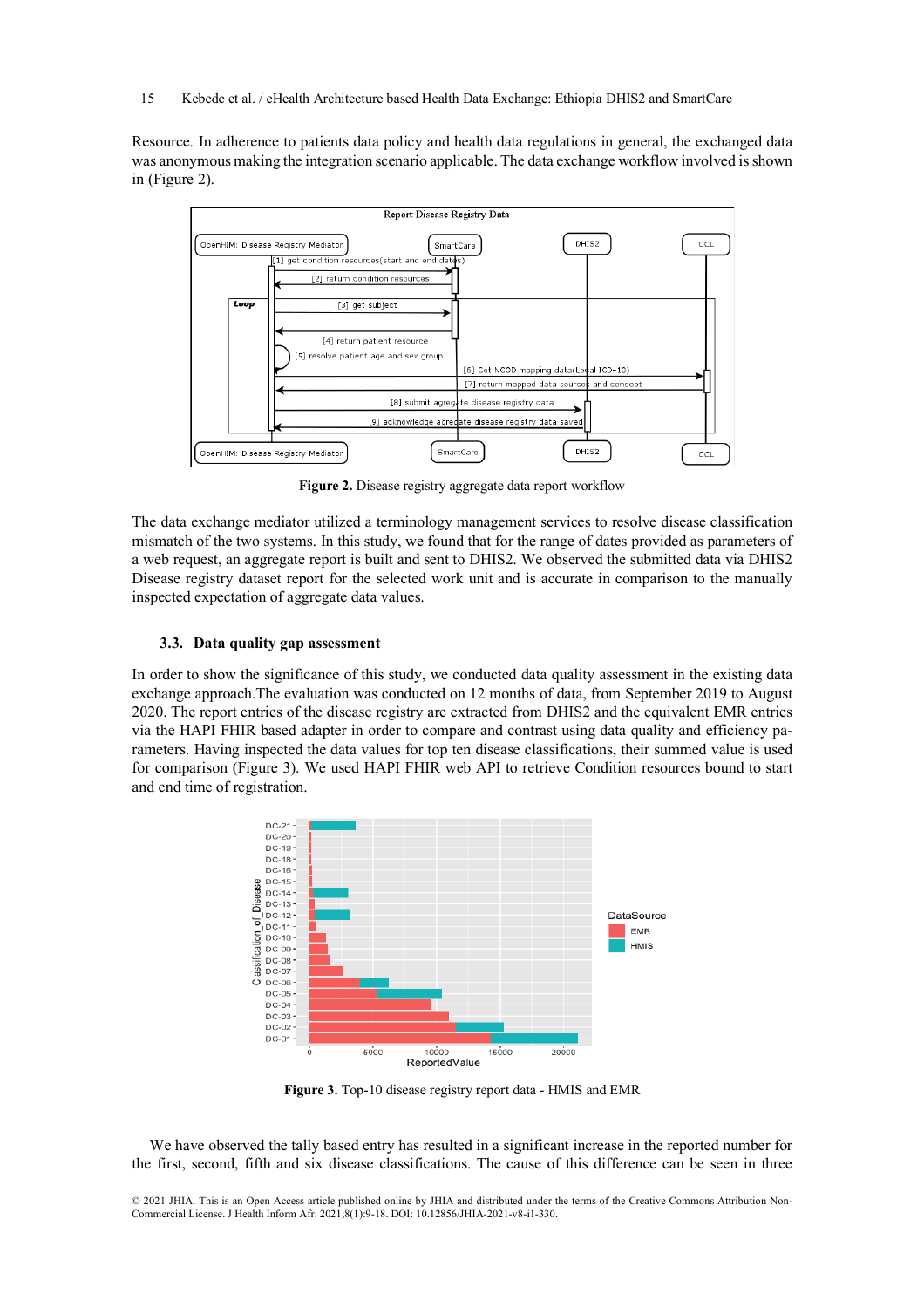Resource. In adherence to patients data policy and health data regulations in general, the exchanged data was anonymous making the integration scenario applicable. The data exchange workflow involved is shown in (Figure 2).

**Figure 2.** Disease registry aggregate data report workflow

The data exchange mediator utilized a terminology management services to resolve disease classification mismatch of the two systems. In this study, we found that for the range of dates provided as parameters of a web request, an aggregate report is built and sent to DHIS2. We observed the submitted data via DHIS2 Disease registry dataset report for the selected work unit and is accurate in comparison to the manually inspected expectation of aggregate data values.

### 3.3. Data quality gap assessment

In order to show the significance of this study, we conducted data quality assessment in the existing data exchange approach.The evaluation was conducted on 12 months of data, from September 2019 to August 2020. The report entries of the disease registry are extracted from DHIS2 and the equivalent EMR entries via the HAPI FHIR based adapter in order to compare and contrast using data quality and efficiency parameters. Having inspected the data values for top ten disease classifications, their summed value is used for comparison (Figure 3). We used HAPI FHIR web API to retrieve Condition resources bound to start and end time of registration.

**Figure 3.** Top-10 disease registry report data - HMIS and EMR

We have observed the tally based entry has resulted in a significant increase in the reported number for the first, second, fifth and six disease classifications. The cause of this difference can be seen in three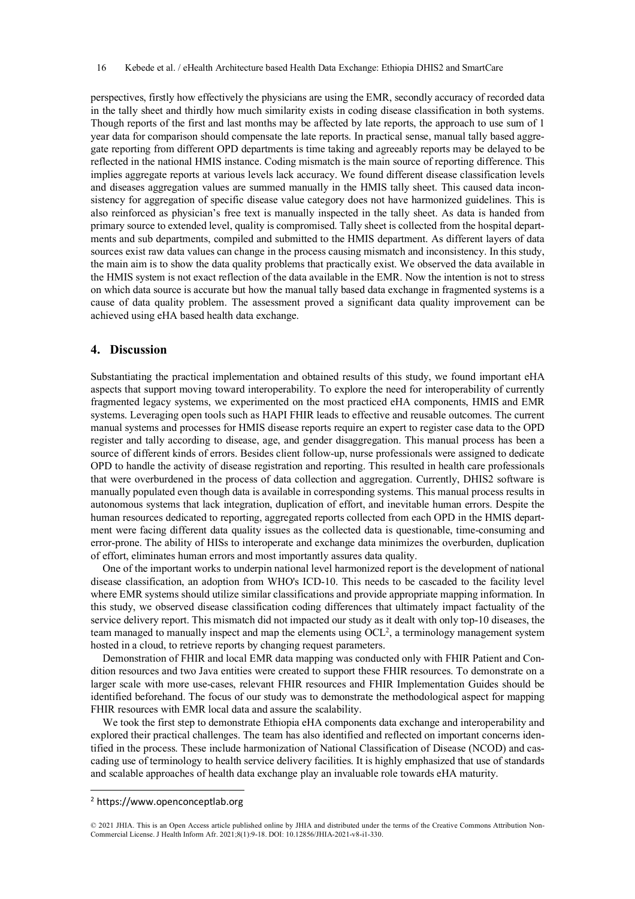perspectives, firstly how effectively the physicians are using the EMR, secondly accuracy of recorded data in the tally sheet and thirdly how much similarity exists in coding disease classification in both systems. Though reports of the first and last months may be affected by late reports, the approach to use sum of 1 year data for comparison should compensate the late reports. In practical sense, manual tally based aggregate reporting from different OPD departments is time taking and agreeably reports may be delayed to be reflected in the national HMIS instance. Coding mismatch is the main source of reporting difference. This implies aggregate reports at various levels lack accuracy. We found different disease classification levels and diseases aggregation values are summed manually in the HMIS tally sheet. This caused data inconsistency for aggregation of specific disease value category does not have harmonized guidelines. This is also reinforced as physician's free text is manually inspected in the tally sheet. As data is handed from primary source to extended level, quality is compromised. Tally sheet is collected from the hospital departments and sub departments, compiled and submitted to the HMIS department. As different layers of data sources exist raw data values can change in the process causing mismatch and inconsistency. In this study, the main aim is to show the data quality problems that practically exist. We observed the data available in the HMIS system is not exact reflection of the data available in the EMR. Now the intention is not to stress on which data source is accurate but how the manual tally based data exchange in fragmented systems is a cause of data quality problem. The assessment proved a significant data quality improvement can be achieved using eHA based health data exchange.

## 4. Discussion

Substantiating the practical implementation and obtained results of this study, we found important eHA aspects that support moving toward interoperability. To explore the need for interoperability of currently fragmented legacy systems, we experimented on the most practiced eHA components, HMIS and EMR systems. Leveraging open tools such as HAPI FHIR leads to effective and reusable outcomes. The current manual systems and processes for HMIS disease reports require an expert to register case data to the OPD register and tally according to disease, age, and gender disaggregation. This manual process has been a source of different kinds of errors. Besides client follow-up, nurse professionals were assigned to dedicate OPD to handle the activity of disease registration and reporting. This resulted in health care professionals that were overburdened in the process of data collection and aggregation. Currently, DHIS2 software is manually populated even though data is available in corresponding systems. This manual process results in autonomous systems that lack integration, duplication of effort, and inevitable human errors. Despite the human resources dedicated to reporting, aggregated reports collected from each OPD in the HMIS department were facing different data quality issues as the collected data is questionable, time-consuming and error-prone. The ability of HISs to interoperate and exchange data minimizes the overburden, duplication of effort, eliminates human errors and most importantly assures data quality.

One of the important works to underpin national level harmonized report is the development of national disease classification, an adoption from WHO's ICD-10. This needs to be cascaded to the facility level where EMR systems should utilize similar classifications and provide appropriate mapping information. In this study, we observed disease classification coding differences that ultimately impact factuality of the service delivery report. This mismatch did not impacted our study as it dealt with only top-10 diseases, the team managed to manually inspect and map the elements using OCL[2], a terminology management system hosted in a cloud, to retrieve reports by changing request parameters.

Demonstration of FHIR and local EMR data mapping was conducted only with FHIR Patient and Condition resources and two Java entities were created to support these FHIR resources. To demonstrate on a larger scale with more use-cases, relevant FHIR resources and FHIR Implementation Guides should be identified beforehand. The focus of our study was to demonstrate the methodological aspect for mapping FHIR resources with EMR local data and assure the scalability.

We took the first step to demonstrate Ethiopia eHA components data exchange and interoperability and explored their practical challenges. The team has also identified and reflected on important concerns identified in the process. These include harmonization of National Classification of Disease (NCOD) and cascading use of terminology to health service delivery facilities. It is highly emphasized that use of standards and scalable approaches of health data exchange play an invaluable role towards eHA maturity.

---

[2] https://www.openconceptlab.org

© 2021 JHIA. This is an Open Access article published online by JHIA and distributed under the terms of the Creative Commons Attribution Non-Commercial License. J Health Inform Afr. 2021;8(1):9-18. DOI: 10.12856/JHIA-2021-v8-i1-330.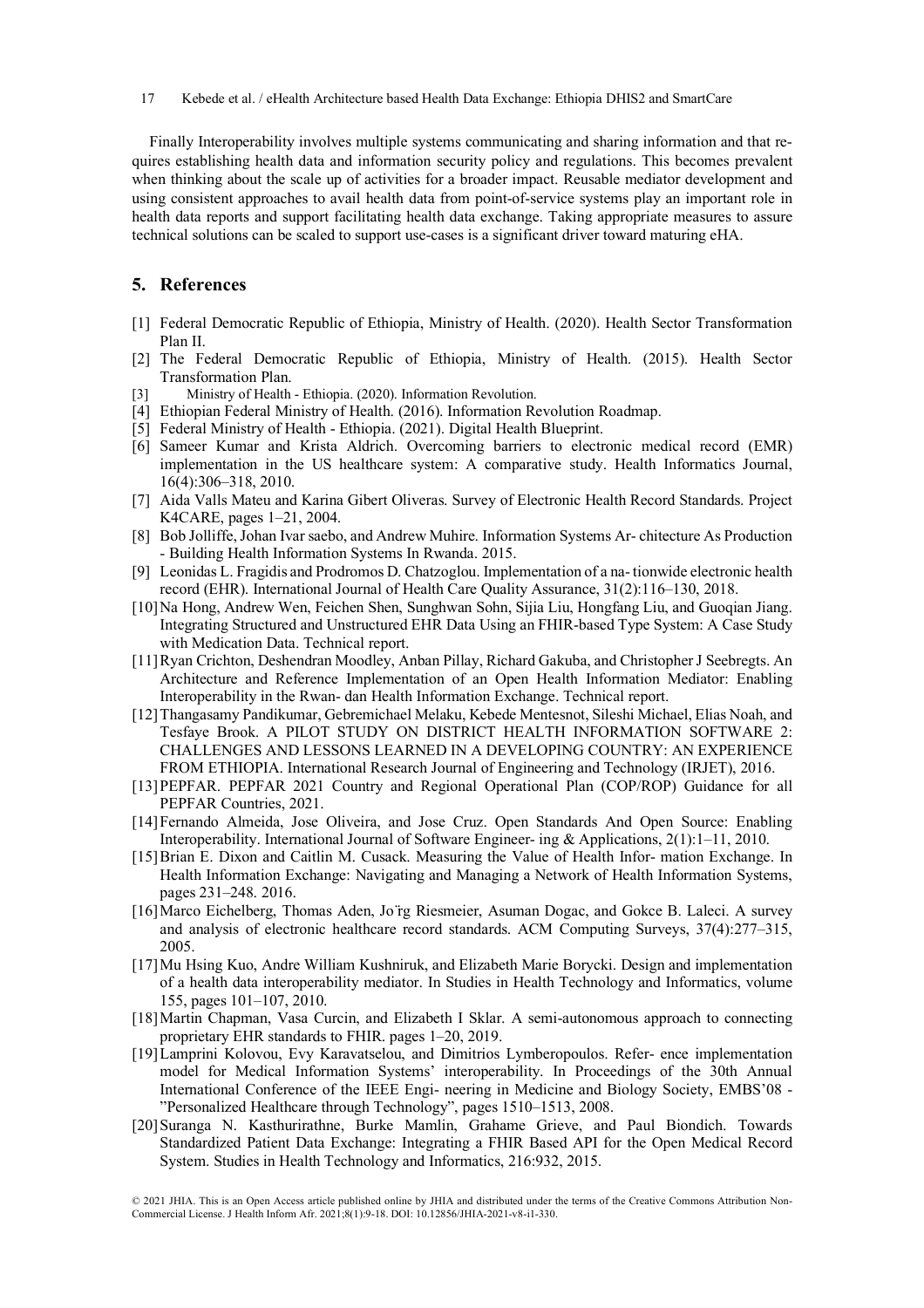Finally Interoperability involves multiple systems communicating and sharing information and that requires establishing health data and information security policy and regulations. This becomes prevalent when thinking about the scale up of activities for a broader impact. Reusable mediator development and using consistent approaches to avail health data from point-of-service systems play an important role in health data reports and support facilitating health data exchange. Taking appropriate measures to assure technical solutions can be scaled to support use-cases is a significant driver toward maturing eHA.

## 5. References

[1] Federal Democratic Republic of Ethiopia, Ministry of Health. (2020). Health Sector Transformation Plan II.

[2] The Federal Democratic Republic of Ethiopia, Ministry of Health. (2015). Health Sector Transformation Plan.

[3] Ministry of Health - Ethiopia. (2020). Information Revolution.

[4] Ethiopian Federal Ministry of Health. (2016). Information Revolution Roadmap.

[5] Federal Ministry of Health - Ethiopia. (2021). Digital Health Blueprint.

[6] Sameer Kumar and Krista Aldrich. Overcoming barriers to electronic medical record (EMR) implementation in the US healthcare system: A comparative study. Health Informatics Journal, 16(4):306–318, 2010.

[7] Aida Valls Mateu and Karina Gibert Oliveras. Survey of Electronic Health Record Standards. Project K4CARE, pages 1–21, 2004.

[8] Bob Jolliffe, Johan Ivar saebo, and Andrew Muhire. Information Systems Ar- chitecture As Production - Building Health Information Systems In Rwanda. 2015.

[9] Leonidas L. Fragidis and Prodromos D. Chatzoglou. Implementation of a na- tionwide electronic health record (EHR). International Journal of Health Care Quality Assurance, 31(2):116–130, 2018.

[10] Na Hong, Andrew Wen, Feichen Shen, Sunghwan Sohn, Sijia Liu, Hongfang Liu, and Guoqian Jiang. Integrating Structured and Unstructured EHR Data Using an FHIR-based Type System: A Case Study with Medication Data. Technical report.

[11] Ryan Crichton, Deshendran Moodley, Anban Pillay, Richard Gakuba, and Christopher J Seebregts. An Architecture and Reference Implementation of an Open Health Information Mediator: Enabling Interoperability in the Rwan- dan Health Information Exchange. Technical report.

[12] Thangasamy Pandikumar, Gebremichael Melaku, Kebede Mentesnot, Sileshi Michael, Elias Noah, and Tesfaye Brook. A PILOT STUDY ON DISTRICT HEALTH INFORMATION SOFTWARE 2: CHALLENGES AND LESSONS LEARNED IN A DEVELOPING COUNTRY: AN EXPERIENCE FROM ETHIOPIA. International Research Journal of Engineering and Technology (IRJET), 2016.

[13] PEPFAR. PEPFAR 2021 Country and Regional Operational Plan (COP/ROP) Guidance for all PEPFAR Countries, 2021.

[14] Fernando Almeida, Jose Oliveira, and Jose Cruz. Open Standards And Open Source: Enabling Interoperability. International Journal of Software Engineer- ing & Applications, 2(1):1–11, 2010.

[15] Brian E. Dixon and Caitlin M. Cusack. Measuring the Value of Health Infor- mation Exchange. In Health Information Exchange: Navigating and Managing a Network of Health Information Systems, pages 231–248. 2016.

[16] Marco Eichelberg, Thomas Aden, Jo ̈rg Riesmeier, Asuman Dogac, and Gokce B. Laleci. A survey and analysis of electronic healthcare record standards. ACM Computing Surveys, 37(4):277–315, 2005.

[17] Mu Hsing Kuo, Andre William Kushniruk, and Elizabeth Marie Borycki. Design and implementation of a health data interoperability mediator. In Studies in Health Technology and Informatics, volume 155, pages 101–107, 2010.

[18] Martin Chapman, Vasa Curcin, and Elizabeth I Sklar. A semi-autonomous approach to connecting proprietary EHR standards to FHIR. pages 1–20, 2019.

[19] Lamprini Kolovou, Evy Karavatselou, and Dimitrios Lymberopoulos. Refer- ence implementation model for Medical Information Systems' interoperability. In Proceedings of the 30th Annual International Conference of the IEEE Engi- neering in Medicine and Biology Society, EMBS'08 - "Personalized Healthcare through Technology", pages 1510–1513, 2008.

[20] Suranga N. Kasthurirathne, Burke Mamlin, Grahame Grieve, and Paul Biondich. Towards Standardized Patient Data Exchange: Integrating a FHIR Based API for the Open Medical Record System. Studies in Health Technology and Informatics, 216:932, 2015.

© 2021 JHIA. This is an Open Access article published online by JHIA and distributed under the terms of the Creative Commons Attribution Non-Commercial License. J Health Inform Afr. 2021;8(1):9-18. DOI: 10.12856/JHIA-2021-v8-i1-330.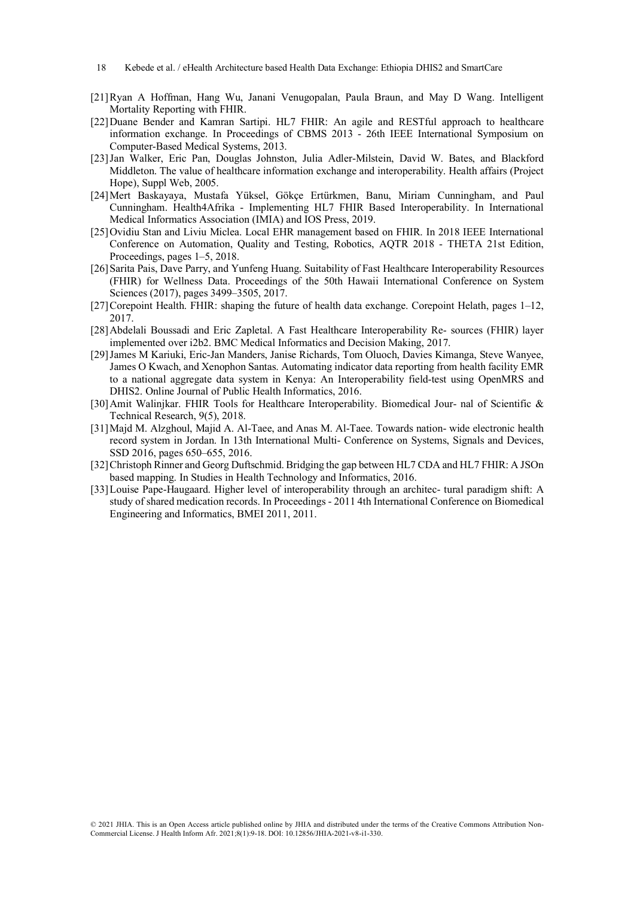[21] Ryan A Hoffman, Hang Wu, Janani Venugopalan, Paula Braun, and May D Wang. Intelligent Mortality Reporting with FHIR.

[22] Duane Bender and Kamran Sartipi. HL7 FHIR: An agile and RESTful approach to healthcare information exchange. In Proceedings of CBMS 2013 - 26th IEEE International Symposium on Computer-Based Medical Systems, 2013.

[23] Jan Walker, Eric Pan, Douglas Johnston, Julia Adler-Milstein, David W. Bates, and Blackford Middleton. The value of healthcare information exchange and interoperability. Health affairs (Project Hope), Suppl Web, 2005.

[24] Mert Baskayaya, Mustafa Yüksel, Gökçe Ertürkmen, Banu, Miriam Cunningham, and Paul Cunningham. Health4Afrika - Implementing HL7 FHIR Based Interoperability. In International Medical Informatics Association (IMIA) and IOS Press, 2019.

[25] Ovidiu Stan and Liviu Miclea. Local EHR management based on FHIR. In 2018 IEEE International Conference on Automation, Quality and Testing, Robotics, AQTR 2018 - THETA 21st Edition, Proceedings, pages 1–5, 2018.

[26] Sarita Pais, Dave Parry, and Yunfeng Huang. Suitability of Fast Healthcare Interoperability Resources (FHIR) for Wellness Data. Proceedings of the 50th Hawaii International Conference on System Sciences (2017), pages 3499–3505, 2017.

[27] Corepoint Health. FHIR: shaping the future of health data exchange. Corepoint Helath, pages 1–12, 2017.

[28] Abdelali Boussadi and Eric Zapletal. A Fast Healthcare Interoperability Re- sources (FHIR) layer implemented over i2b2. BMC Medical Informatics and Decision Making, 2017.

[29] James M Kariuki, Eric-Jan Manders, Janise Richards, Tom Oluoch, Davies Kimanga, Steve Wanyee, James O Kwach, and Xenophon Santas. Automating indicator data reporting from health facility EMR to a national aggregate data system in Kenya: An Interoperability field-test using OpenMRS and DHIS2. Online Journal of Public Health Informatics, 2016.

[30] Amit Walinjkar. FHIR Tools for Healthcare Interoperability. Biomedical Jour- nal of Scientific & Technical Research, 9(5), 2018.

[31] Majd M. Alzghoul, Majid A. Al-Taee, and Anas M. Al-Taee. Towards nation- wide electronic health record system in Jordan. In 13th International Multi- Conference on Systems, Signals and Devices, SSD 2016, pages 650–655, 2016.

[32] Christoph Rinner and Georg Duftschmid. Bridging the gap between HL7 CDA and HL7 FHIR: A JSOn based mapping. In Studies in Health Technology and Informatics, 2016.

[33] Louise Pape-Haugaard. Higher level of interoperability through an architec- tural paradigm shift: A study of shared medication records. In Proceedings - 2011 4th International Conference on Biomedical Engineering and Informatics, BMEI 2011, 2011.

© 2021 JHIA. This is an Open Access article published online by JHIA and distributed under the terms of the Creative Commons Attribution Non-Commercial License. J Health Inform Afr. 2021;8(1):9-18. DOI: 10.12856/JHIA-2021-v8-i1-330.